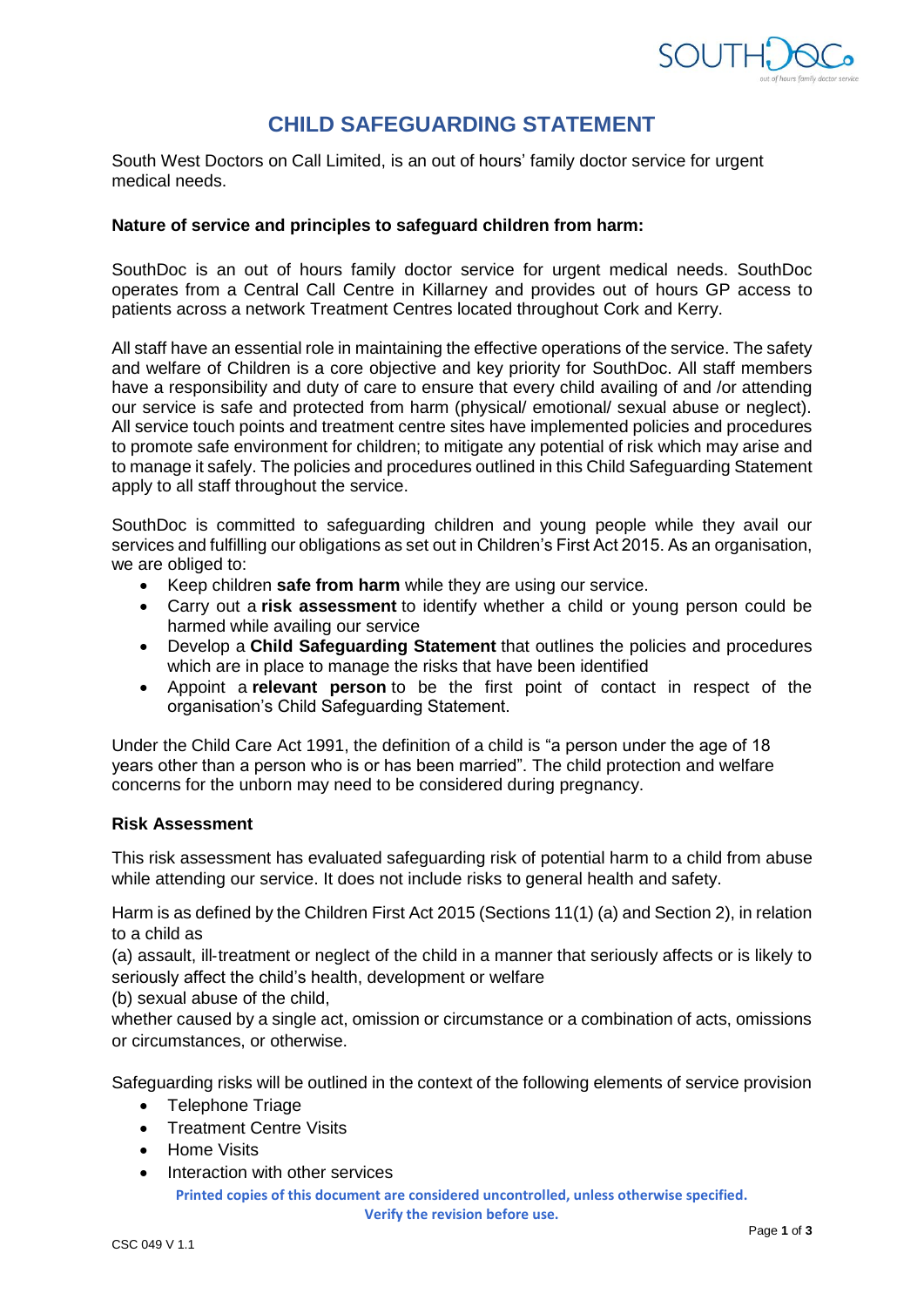# CHILD SAFEGUARDING STATEMENT

South West Doctors on Call Limited, is an out of hours' family doctor service for urgent medical needs.

**Nature of service and principles to safeguard children from harm:**

SouthDoc is an out of hours family doctor service for urgent medical needs. SouthDoc operates from a Central Call Centre in Killarney and provides out of hours GP access to patients across a network Treatment Centres located throughout Cork and Kerry.

All staff have an essential role in maintaining the effective operations of the service. The safety and welfare of Children is a core objective and key priority for SouthDoc. All staff members have a responsibility and duty of care to ensure that every child availing of and /or attending our service is safe and protected from harm (physical/ emotional/ sexual abuse or neglect). All service touch points and treatment centre sites have implemented policies and procedures to promote safe environment for children; to mitigate any potential of risk which may arise and to manage it safely. The policies and procedures outlined in this Child Safeguarding Statement apply to all staff throughout the service.

SouthDoc is committed to safeguarding children and young people while they avail our services and fulfilling our obligations as set out in Children's First Act 2015. As an organisation, we are obliged to:

- Keep children **safe from harm** while they are using our service.
- Carry out a **risk assessment** to identify whether a child or young person could be harmed while availing our service
- Develop a **Child Safeguarding Statement** that outlines the policies and procedures which are in place to manage the risks that have been identified
- Appoint a **relevant person** to be the first point of contact in respect of the organisation's Child Safeguarding Statement.

Under the Child Care Act 1991, the definition of a child is "a person under the age of 18 years other than a person who is or has been married". The child protection and welfare concerns for the unborn may need to be considered during pregnancy.

**Risk Assessment**

This risk assessment has evaluated safeguarding risk of potential harm to a child from abuse while attending our service. It does not include risks to general health and safety.

Harm is as defined by the Children First Act 2015 (Sections 11(1) (a) and Section 2), in relation to a child as

(a) assault, ill-treatment or neglect of the child in a manner that seriously affects or is likely to seriously affect the child's health, development or welfare

(b) sexual abuse of the child,

whether caused by a single act, omission or circumstance or a combination of acts, omissions or circumstances, or otherwise.

Safeguarding risks will be outlined in the context of the following elements of service provision

- Telephone Triage
- Treatment Centre Visits
- Home Visits
- Interaction with other services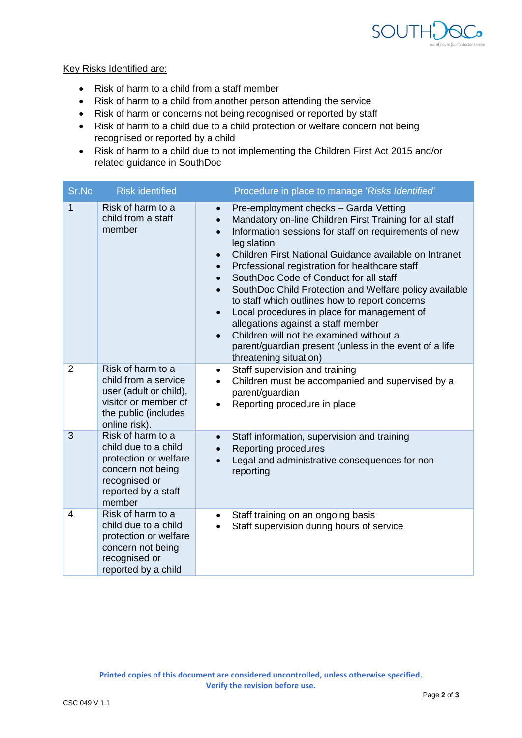Key Risks Identified are:

- Risk of harm to a child from a staff member
- Risk of harm to a child from another person attending the service
- Risk of harm or concerns not being recognised or reported by staff
- Risk of harm to a child due to a child protection or welfare concern not being recognised or reported by a child
- Risk of harm to a child due to not implementing the Children First Act 2015 and/or related guidance in SouthDoc

| Sr.No | Risk identified | Procedure in place to manage '*Risks Identified'* |
|---|---|---|
| 1 | Risk of harm to a child from a staff member | • Pre-employment checks – Garda Vetting<br>• Mandatory on-line Children First Training for all staff<br>• Information sessions for staff on requirements of new legislation<br>• Children First National Guidance available on Intranet<br>• Professional registration for healthcare staff<br>• SouthDoc Code of Conduct for all staff<br>• SouthDoc Child Protection and Welfare policy available to staff which outlines how to report concerns<br>• Local procedures in place for management of allegations against a staff member<br>• Children will not be examined without a parent/guardian present (unless in the event of a life threatening situation) |
| 2 | Risk of harm to a child from a service user (adult or child), visitor or member of the public (includes online risk). | • Staff supervision and training<br>• Children must be accompanied and supervised by a parent/guardian<br>• Reporting procedure in place |
| 3 | Risk of harm to a child due to a child protection or welfare concern not being recognised or reported by a staff member | • Staff information, supervision and training<br>• Reporting procedures<br>• Legal and administrative consequences for non-reporting |
| 4 | Risk of harm to a child due to a child protection or welfare concern not being recognised or reported by a child | • Staff training on an ongoing basis<br>• Staff supervision during hours of service |

**Printed copies of this document are considered uncontrolled, unless otherwise specified. Verify the revision before use.**

CSC 049 V 1.1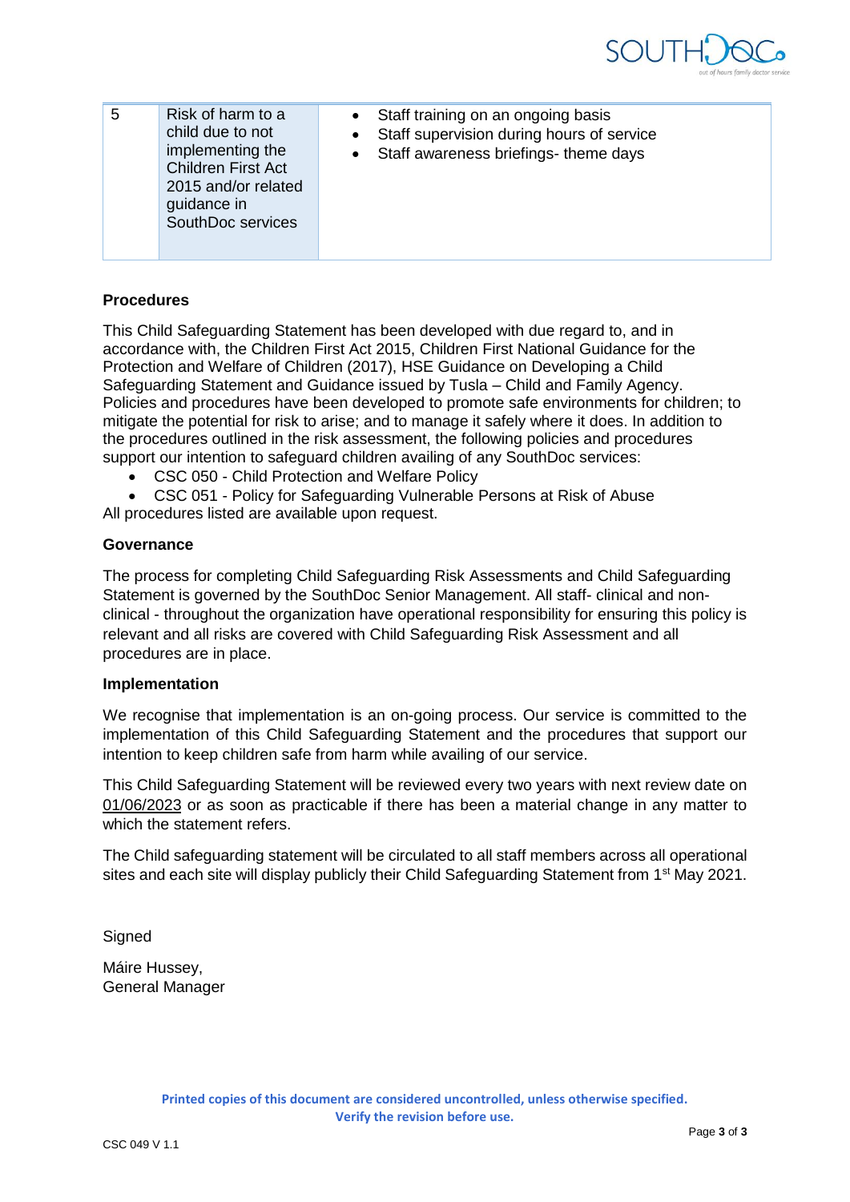| | | |
|---|---|---|
| 5 | Risk of harm to a child due to not implementing the Children First Act 2015 and/or related guidance in SouthDoc services | • Staff training on an ongoing basis<br>• Staff supervision during hours of service<br>• Staff awareness briefings- theme days |

**Procedures**

This Child Safeguarding Statement has been developed with due regard to, and in accordance with, the Children First Act 2015, Children First National Guidance for the Protection and Welfare of Children (2017), HSE Guidance on Developing a Child Safeguarding Statement and Guidance issued by Tusla – Child and Family Agency. Policies and procedures have been developed to promote safe environments for children; to mitigate the potential for risk to arise; and to manage it safely where it does. In addition to the procedures outlined in the risk assessment, the following policies and procedures support our intention to safeguard children availing of any SouthDoc services:

- CSC 050 - Child Protection and Welfare Policy
- CSC 051 - Policy for Safeguarding Vulnerable Persons at Risk of Abuse

All procedures listed are available upon request.

**Governance**

The process for completing Child Safeguarding Risk Assessments and Child Safeguarding Statement is governed by the SouthDoc Senior Management. All staff- clinical and non-clinical - throughout the organization have operational responsibility for ensuring this policy is relevant and all risks are covered with Child Safeguarding Risk Assessment and all procedures are in place.

**Implementation**

We recognise that implementation is an on-going process. Our service is committed to the implementation of this Child Safeguarding Statement and the procedures that support our intention to keep children safe from harm while availing of our service.

This Child Safeguarding Statement will be reviewed every two years with next review date on 01/06/2023 or as soon as practicable if there has been a material change in any matter to which the statement refers.

The Child safeguarding statement will be circulated to all staff members across all operational sites and each site will display publicly their Child Safeguarding Statement from 1st May 2021.

Signed

Máire Hussey,
General Manager

**Printed copies of this document are considered uncontrolled, unless otherwise specified.**
**Verify the revision before use.**

CSC 049 V 1.1